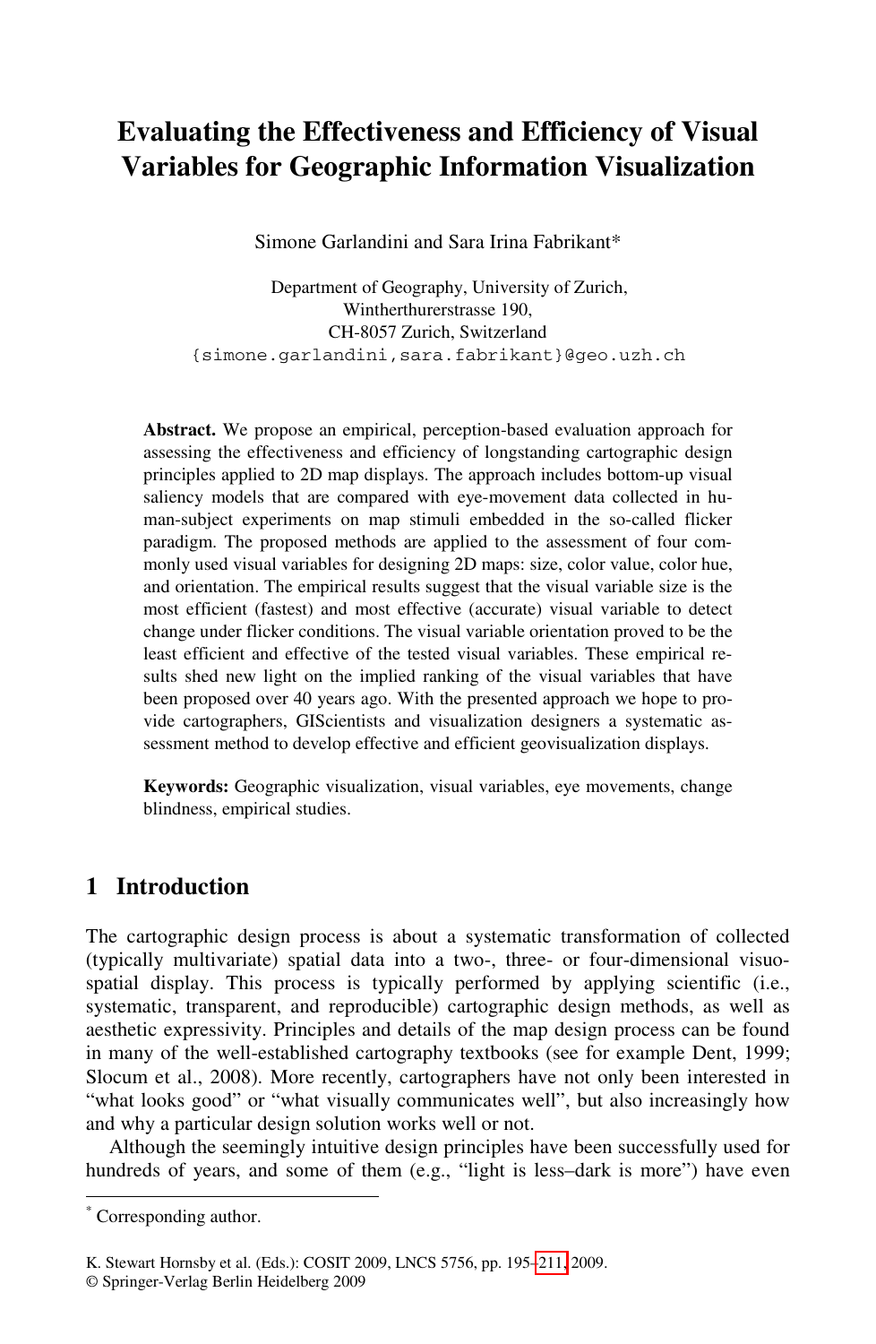# Evaluating the Effectiveness and Efficiency of Visual Variables for Geographic Information Visualization

Simone Garlandini and Sara Irina Fabrikant*

Department of Geography, University of Zurich,
Wintherthurerstrasse 190,
CH-8057 Zurich, Switzerland
{simone.garlandini,sara.fabrikant}@geo.uzh.ch

**Abstract.** We propose an empirical, perception-based evaluation approach for assessing the effectiveness and efficiency of longstanding cartographic design principles applied to 2D map displays. The approach includes bottom-up visual saliency models that are compared with eye-movement data collected in human-subject experiments on map stimuli embedded in the so-called flicker paradigm. The proposed methods are applied to the assessment of four commonly used visual variables for designing 2D maps: size, color value, color hue, and orientation. The empirical results suggest that the visual variable size is the most efficient (fastest) and most effective (accurate) visual variable to detect change under flicker conditions. The visual variable orientation proved to be the least efficient and effective of the tested visual variables. These empirical results shed new light on the implied ranking of the visual variables that have been proposed over 40 years ago. With the presented approach we hope to provide cartographers, GIScientists and visualization designers a systematic assessment method to develop effective and efficient geovisualization displays.

**Keywords:** Geographic visualization, visual variables, eye movements, change blindness, empirical studies.

## 1 Introduction

The cartographic design process is about a systematic transformation of collected (typically multivariate) spatial data into a two-, three- or four-dimensional visuo-spatial display. This process is typically performed by applying scientific (i.e., systematic, transparent, and reproducible) cartographic design methods, as well as aesthetic expressivity. Principles and details of the map design process can be found in many of the well-established cartography textbooks (see for example Dent, 1999; Slocum et al., 2008). More recently, cartographers have not only been interested in "what looks good" or "what visually communicates well", but also increasingly how and why a particular design solution works well or not.

Although the seemingly intuitive design principles have been successfully used for hundreds of years, and some of them (e.g., "light is less–dark is more") have even

* Corresponding author.

K. Stewart Hornsby et al. (Eds.): COSIT 2009, LNCS 5756, pp. 195–211, 2009.
© Springer-Verlag Berlin Heidelberg 2009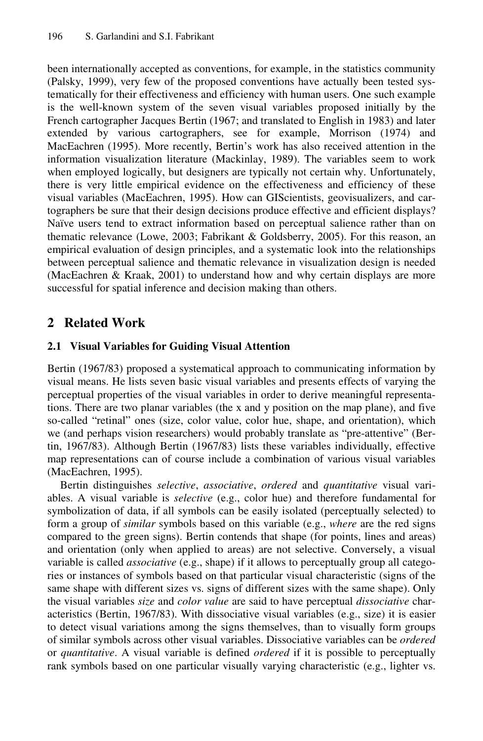been internationally accepted as conventions, for example, in the statistics community (Palsky, 1999), very few of the proposed conventions have actually been tested systematically for their effectiveness and efficiency with human users. One such example is the well-known system of the seven visual variables proposed initially by the French cartographer Jacques Bertin (1967; and translated to English in 1983) and later extended by various cartographers, see for example, Morrison (1974) and MacEachren (1995). More recently, Bertin's work has also received attention in the information visualization literature (Mackinlay, 1989). The variables seem to work when employed logically, but designers are typically not certain why. Unfortunately, there is very little empirical evidence on the effectiveness and efficiency of these visual variables (MacEachren, 1995). How can GIScientists, geovisualizers, and cartographers be sure that their design decisions produce effective and efficient displays? Naïve users tend to extract information based on perceptual salience rather than on thematic relevance (Lowe, 2003; Fabrikant & Goldsberry, 2005). For this reason, an empirical evaluation of design principles, and a systematic look into the relationships between perceptual salience and thematic relevance in visualization design is needed (MacEachren & Kraak, 2001) to understand how and why certain displays are more successful for spatial inference and decision making than others.

## 2 Related Work

### 2.1 Visual Variables for Guiding Visual Attention

Bertin (1967/83) proposed a systematical approach to communicating information by visual means. He lists seven basic visual variables and presents effects of varying the perceptual properties of the visual variables in order to derive meaningful representations. There are two planar variables (the x and y position on the map plane), and five so-called "retinal" ones (size, color value, color hue, shape, and orientation), which we (and perhaps vision researchers) would probably translate as "pre-attentive" (Bertin, 1967/83). Although Bertin (1967/83) lists these variables individually, effective map representations can of course include a combination of various visual variables (MacEachren, 1995).

Bertin distinguishes *selective*, *associative*, *ordered* and *quantitative* visual variables. A visual variable is *selective* (e.g., color hue) and therefore fundamental for symbolization of data, if all symbols can be easily isolated (perceptually selected) to form a group of *similar* symbols based on this variable (e.g., *where* are the red signs compared to the green signs). Bertin contends that shape (for points, lines and areas) and orientation (only when applied to areas) are not selective. Conversely, a visual variable is called *associative* (e.g., shape) if it allows to perceptually group all categories or instances of symbols based on that particular visual characteristic (signs of the same shape with different sizes vs. signs of different sizes with the same shape). Only the visual variables *size* and *color value* are said to have perceptual *dissociative* characteristics (Bertin, 1967/83). With dissociative visual variables (e.g., size) it is easier to detect visual variations among the signs themselves, than to visually form groups of similar symbols across other visual variables. Dissociative variables can be *ordered* or *quantitative*. A visual variable is defined *ordered* if it is possible to perceptually rank symbols based on one particular visually varying characteristic (e.g., lighter vs.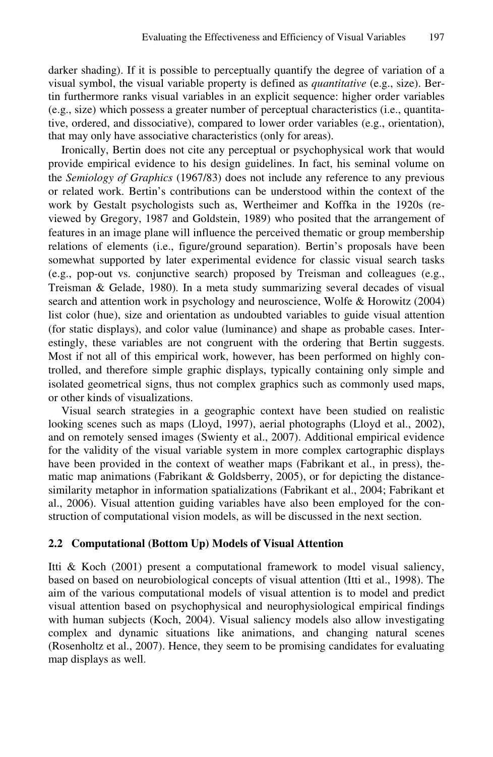darker shading). If it is possible to perceptually quantify the degree of variation of a visual symbol, the visual variable property is defined as *quantitative* (e.g., size). Bertin furthermore ranks visual variables in an explicit sequence: higher order variables (e.g., size) which possess a greater number of perceptual characteristics (i.e., quantitative, ordered, and dissociative), compared to lower order variables (e.g., orientation), that may only have associative characteristics (only for areas).

Ironically, Bertin does not cite any perceptual or psychophysical work that would provide empirical evidence to his design guidelines. In fact, his seminal volume on the *Semiology of Graphics* (1967/83) does not include any reference to any previous or related work. Bertin's contributions can be understood within the context of the work by Gestalt psychologists such as, Wertheimer and Koffka in the 1920s (reviewed by Gregory, 1987 and Goldstein, 1989) who posited that the arrangement of features in an image plane will influence the perceived thematic or group membership relations of elements (i.e., figure/ground separation). Bertin's proposals have been somewhat supported by later experimental evidence for classic visual search tasks (e.g., pop-out vs. conjunctive search) proposed by Treisman and colleagues (e.g., Treisman & Gelade, 1980). In a meta study summarizing several decades of visual search and attention work in psychology and neuroscience, Wolfe & Horowitz (2004) list color (hue), size and orientation as undoubted variables to guide visual attention (for static displays), and color value (luminance) and shape as probable cases. Interestingly, these variables are not congruent with the ordering that Bertin suggests. Most if not all of this empirical work, however, has been performed on highly controlled, and therefore simple graphic displays, typically containing only simple and isolated geometrical signs, thus not complex graphics such as commonly used maps, or other kinds of visualizations.

Visual search strategies in a geographic context have been studied on realistic looking scenes such as maps (Lloyd, 1997), aerial photographs (Lloyd et al., 2002), and on remotely sensed images (Swienty et al., 2007). Additional empirical evidence for the validity of the visual variable system in more complex cartographic displays have been provided in the context of weather maps (Fabrikant et al., in press), thematic map animations (Fabrikant & Goldsberry, 2005), or for depicting the distance-similarity metaphor in information spatializations (Fabrikant et al., 2004; Fabrikant et al., 2006). Visual attention guiding variables have also been employed for the construction of computational vision models, as will be discussed in the next section.

## 2.2 Computational (Bottom Up) Models of Visual Attention

Itti & Koch (2001) present a computational framework to model visual saliency, based on based on neurobiological concepts of visual attention (Itti et al., 1998). The aim of the various computational models of visual attention is to model and predict visual attention based on psychophysical and neurophysiological empirical findings with human subjects (Koch, 2004). Visual saliency models also allow investigating complex and dynamic situations like animations, and changing natural scenes (Rosenholtz et al., 2007). Hence, they seem to be promising candidates for evaluating map displays as well.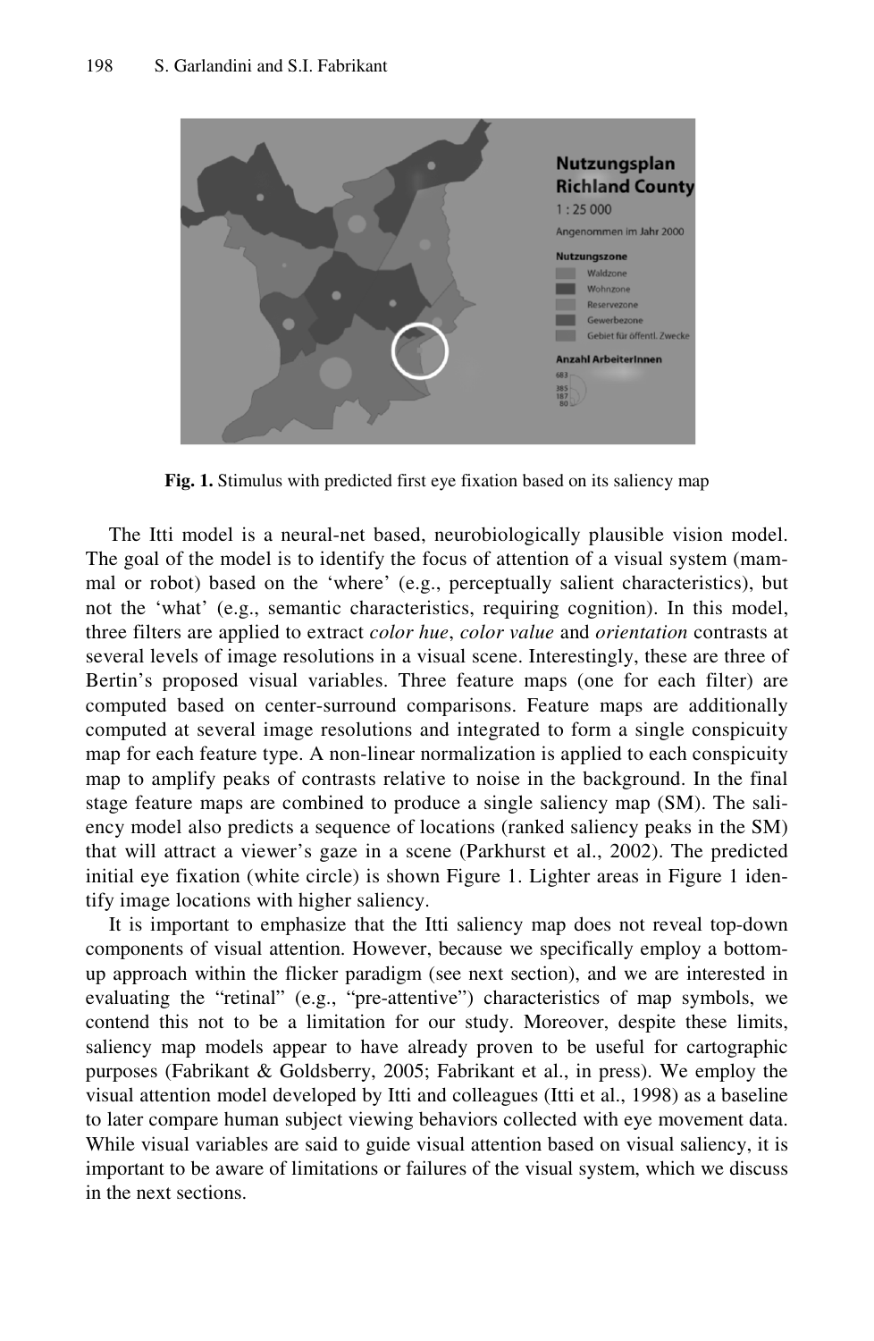**Fig. 1.** Stimulus with predicted first eye fixation based on its saliency map

The Itti model is a neural-net based, neurobiologically plausible vision model. The goal of the model is to identify the focus of attention of a visual system (mammal or robot) based on the 'where' (e.g., perceptually salient characteristics), but not the 'what' (e.g., semantic characteristics, requiring cognition). In this model, three filters are applied to extract *color hue*, *color value* and *orientation* contrasts at several levels of image resolutions in a visual scene. Interestingly, these are three of Bertin's proposed visual variables. Three feature maps (one for each filter) are computed based on center-surround comparisons. Feature maps are additionally computed at several image resolutions and integrated to form a single conspicuity map for each feature type. A non-linear normalization is applied to each conspicuity map to amplify peaks of contrasts relative to noise in the background. In the final stage feature maps are combined to produce a single saliency map (SM). The saliency model also predicts a sequence of locations (ranked saliency peaks in the SM) that will attract a viewer's gaze in a scene (Parkhurst et al., 2002). The predicted initial eye fixation (white circle) is shown Figure 1. Lighter areas in Figure 1 identify image locations with higher saliency.

It is important to emphasize that the Itti saliency map does not reveal top-down components of visual attention. However, because we specifically employ a bottom-up approach within the flicker paradigm (see next section), and we are interested in evaluating the "retinal" (e.g., "pre-attentive") characteristics of map symbols, we contend this not to be a limitation for our study. Moreover, despite these limits, saliency map models appear to have already proven to be useful for cartographic purposes (Fabrikant & Goldsberry, 2005; Fabrikant et al., in press). We employ the visual attention model developed by Itti and colleagues (Itti et al., 1998) as a baseline to later compare human subject viewing behaviors collected with eye movement data. While visual variables are said to guide visual attention based on visual saliency, it is important to be aware of limitations or failures of the visual system, which we discuss in the next sections.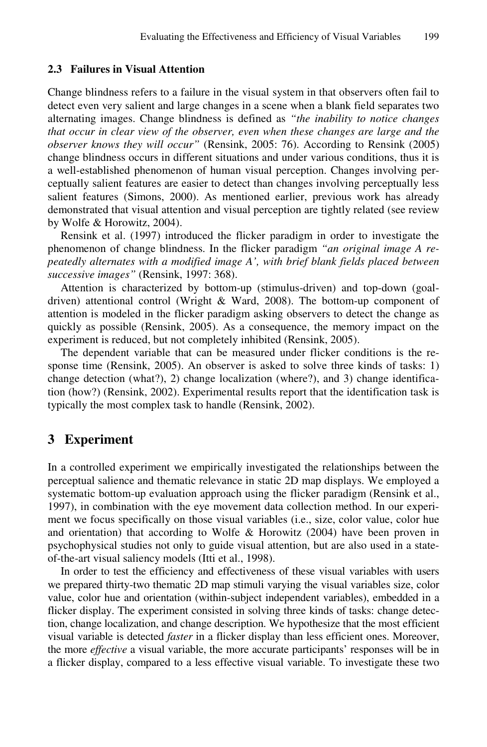### 2.3 Failures in Visual Attention

Change blindness refers to a failure in the visual system in that observers often fail to detect even very salient and large changes in a scene when a blank field separates two alternating images. Change blindness is defined as *"the inability to notice changes that occur in clear view of the observer, even when these changes are large and the observer knows they will occur"* (Rensink, 2005: 76). According to Rensink (2005) change blindness occurs in different situations and under various conditions, thus it is a well-established phenomenon of human visual perception. Changes involving perceptually salient features are easier to detect than changes involving perceptually less salient features (Simons, 2000). As mentioned earlier, previous work has already demonstrated that visual attention and visual perception are tightly related (see review by Wolfe & Horowitz, 2004).

Rensink et al. (1997) introduced the flicker paradigm in order to investigate the phenomenon of change blindness. In the flicker paradigm *"an original image A repeatedly alternates with a modified image A', with brief blank fields placed between successive images"* (Rensink, 1997: 368).

Attention is characterized by bottom-up (stimulus-driven) and top-down (goal-driven) attentional control (Wright & Ward, 2008). The bottom-up component of attention is modeled in the flicker paradigm asking observers to detect the change as quickly as possible (Rensink, 2005). As a consequence, the memory impact on the experiment is reduced, but not completely inhibited (Rensink, 2005).

The dependent variable that can be measured under flicker conditions is the response time (Rensink, 2005). An observer is asked to solve three kinds of tasks: 1) change detection (what?), 2) change localization (where?), and 3) change identification (how?) (Rensink, 2002). Experimental results report that the identification task is typically the most complex task to handle (Rensink, 2002).

## 3 Experiment

In a controlled experiment we empirically investigated the relationships between the perceptual salience and thematic relevance in static 2D map displays. We employed a systematic bottom-up evaluation approach using the flicker paradigm (Rensink et al., 1997), in combination with the eye movement data collection method. In our experiment we focus specifically on those visual variables (i.e., size, color value, color hue and orientation) that according to Wolfe & Horowitz (2004) have been proven in psychophysical studies not only to guide visual attention, but are also used in a state-of-the-art visual saliency models (Itti et al., 1998).

In order to test the efficiency and effectiveness of these visual variables with users we prepared thirty-two thematic 2D map stimuli varying the visual variables size, color value, color hue and orientation (within-subject independent variables), embedded in a flicker display. The experiment consisted in solving three kinds of tasks: change detection, change localization, and change description. We hypothesize that the most efficient visual variable is detected *faster* in a flicker display than less efficient ones. Moreover, the more *effective* a visual variable, the more accurate participants' responses will be in a flicker display, compared to a less effective visual variable. To investigate these two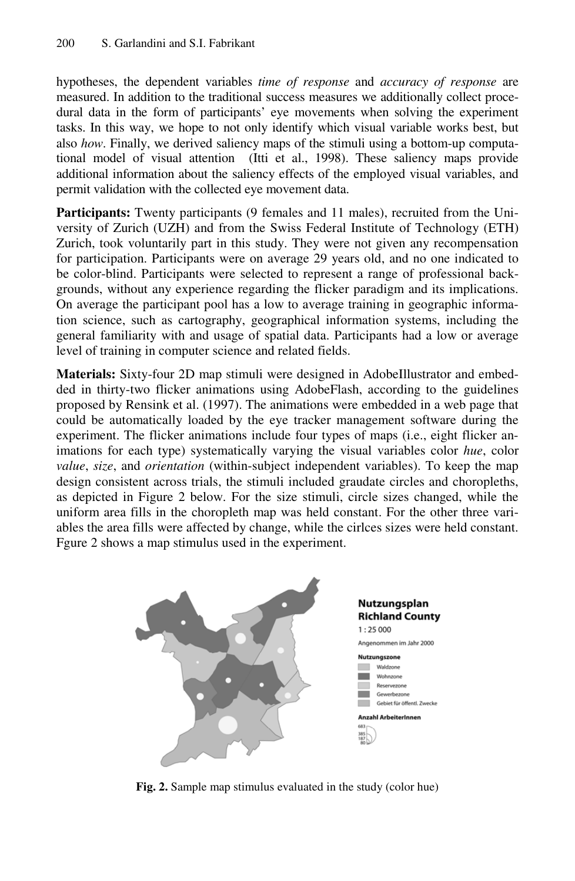hypotheses, the dependent variables *time of response* and *accuracy of response* are measured. In addition to the traditional success measures we additionally collect procedural data in the form of participants' eye movements when solving the experiment tasks. In this way, we hope to not only identify which visual variable works best, but also *how*. Finally, we derived saliency maps of the stimuli using a bottom-up computational model of visual attention (Itti et al., 1998). These saliency maps provide additional information about the saliency effects of the employed visual variables, and permit validation with the collected eye movement data.

**Participants:** Twenty participants (9 females and 11 males), recruited from the University of Zurich (UZH) and from the Swiss Federal Institute of Technology (ETH) Zurich, took voluntarily part in this study. They were not given any recompensation for participation. Participants were on average 29 years old, and no one indicated to be color-blind. Participants were selected to represent a range of professional backgrounds, without any experience regarding the flicker paradigm and its implications. On average the participant pool has a low to average training in geographic information science, such as cartography, geographical information systems, including the general familiarity with and usage of spatial data. Participants had a low or average level of training in computer science and related fields.

**Materials:** Sixty-four 2D map stimuli were designed in AdobeIllustrator and embedded in thirty-two flicker animations using AdobeFlash, according to the guidelines proposed by Rensink et al. (1997). The animations were embedded in a web page that could be automatically loaded by the eye tracker management software during the experiment. The flicker animations include four types of maps (i.e., eight flicker animations for each type) systematically varying the visual variables color *hue*, color *value*, *size*, and *orientation* (within-subject independent variables). To keep the map design consistent across trials, the stimuli included graudate circles and choropleths, as depicted in Figure 2 below. For the size stimuli, circle sizes changed, while the uniform area fills in the choropleth map was held constant. For the other three variables the area fills were affected by change, while the cirlces sizes were held constant. Fgure 2 shows a map stimulus used in the experiment.

Nutzungsplan
Richland County
1 : 25 000
Angenommen im Jahr 2000
Nutzungszone
Waldzone
Wohnzone
Reservezone
Gewerbezone
Gebiet für öffentl. Zwecke
Anzahl ArbeiterInnen
683
385
187
80

**Fig. 2.** Sample map stimulus evaluated in the study (color hue)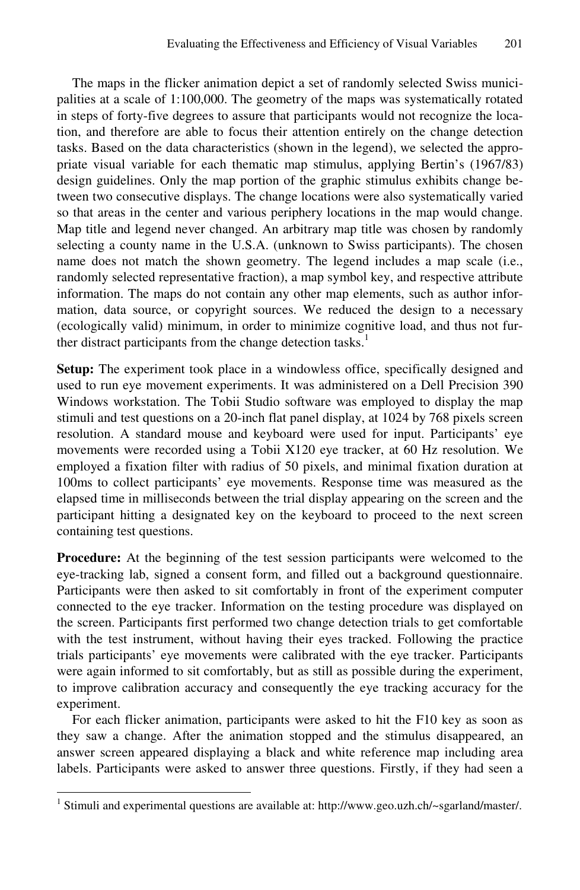The maps in the flicker animation depict a set of randomly selected Swiss municipalities at a scale of 1:100,000. The geometry of the maps was systematically rotated in steps of forty-five degrees to assure that participants would not recognize the location, and therefore are able to focus their attention entirely on the change detection tasks. Based on the data characteristics (shown in the legend), we selected the appropriate visual variable for each thematic map stimulus, applying Bertin's (1967/83) design guidelines. Only the map portion of the graphic stimulus exhibits change between two consecutive displays. The change locations were also systematically varied so that areas in the center and various periphery locations in the map would change. Map title and legend never changed. An arbitrary map title was chosen by randomly selecting a county name in the U.S.A. (unknown to Swiss participants). The chosen name does not match the shown geometry. The legend includes a map scale (i.e., randomly selected representative fraction), a map symbol key, and respective attribute information. The maps do not contain any other map elements, such as author information, data source, or copyright sources. We reduced the design to a necessary (ecologically valid) minimum, in order to minimize cognitive load, and thus not further distract participants from the change detection tasks.[1]

**Setup:** The experiment took place in a windowless office, specifically designed and used to run eye movement experiments. It was administered on a Dell Precision 390 Windows workstation. The Tobii Studio software was employed to display the map stimuli and test questions on a 20-inch flat panel display, at 1024 by 768 pixels screen resolution. A standard mouse and keyboard were used for input. Participants' eye movements were recorded using a Tobii X120 eye tracker, at 60 Hz resolution. We employed a fixation filter with radius of 50 pixels, and minimal fixation duration at 100ms to collect participants' eye movements. Response time was measured as the elapsed time in milliseconds between the trial display appearing on the screen and the participant hitting a designated key on the keyboard to proceed to the next screen containing test questions.

**Procedure:** At the beginning of the test session participants were welcomed to the eye-tracking lab, signed a consent form, and filled out a background questionnaire. Participants were then asked to sit comfortably in front of the experiment computer connected to the eye tracker. Information on the testing procedure was displayed on the screen. Participants first performed two change detection trials to get comfortable with the test instrument, without having their eyes tracked. Following the practice trials participants' eye movements were calibrated with the eye tracker. Participants were again informed to sit comfortably, but as still as possible during the experiment, to improve calibration accuracy and consequently the eye tracking accuracy for the experiment.

For each flicker animation, participants were asked to hit the F10 key as soon as they saw a change. After the animation stopped and the stimulus disappeared, an answer screen appeared displaying a black and white reference map including area labels. Participants were asked to answer three questions. Firstly, if they had seen a

[1] Stimuli and experimental questions are available at: http://www.geo.uzh.ch/~sgarland/master/.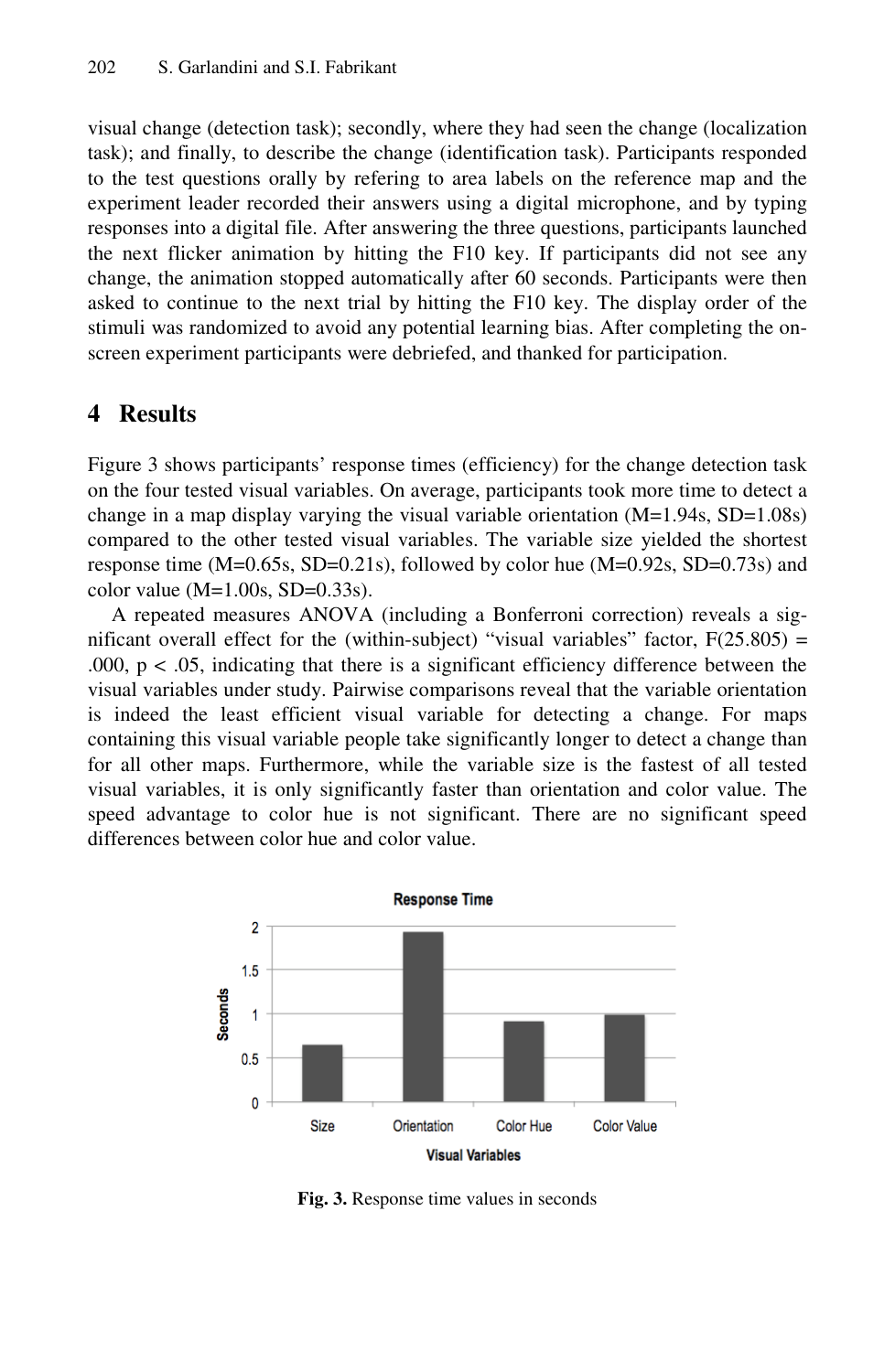visual change (detection task); secondly, where they had seen the change (localization task); and finally, to describe the change (identification task). Participants responded to the test questions orally by refering to area labels on the reference map and the experiment leader recorded their answers using a digital microphone, and by typing responses into a digital file. After answering the three questions, participants launched the next flicker animation by hitting the F10 key. If participants did not see any change, the animation stopped automatically after 60 seconds. Participants were then asked to continue to the next trial by hitting the F10 key. The display order of the stimuli was randomized to avoid any potential learning bias. After completing the on-screen experiment participants were debriefed, and thanked for participation.

## 4 Results

Figure 3 shows participants' response times (efficiency) for the change detection task on the four tested visual variables. On average, participants took more time to detect a change in a map display varying the visual variable orientation (M=1.94s, SD=1.08s) compared to the other tested visual variables. The variable size yielded the shortest response time (M=0.65s, SD=0.21s), followed by color hue (M=0.92s, SD=0.73s) and color value (M=1.00s, SD=0.33s).

A repeated measures ANOVA (including a Bonferroni correction) reveals a significant overall effect for the (within-subject) "visual variables" factor, $F(25.805) = .000$, $p < .05$, indicating that there is a significant efficiency difference between the visual variables under study. Pairwise comparisons reveal that the variable orientation is indeed the least efficient visual variable for detecting a change. For maps containing this visual variable people take significantly longer to detect a change than for all other maps. Furthermore, while the variable size is the fastest of all tested visual variables, it is only significantly faster than orientation and color value. The speed advantage to color hue is not significant. There are no significant speed differences between color hue and color value.

**Fig. 3.** Response time values in seconds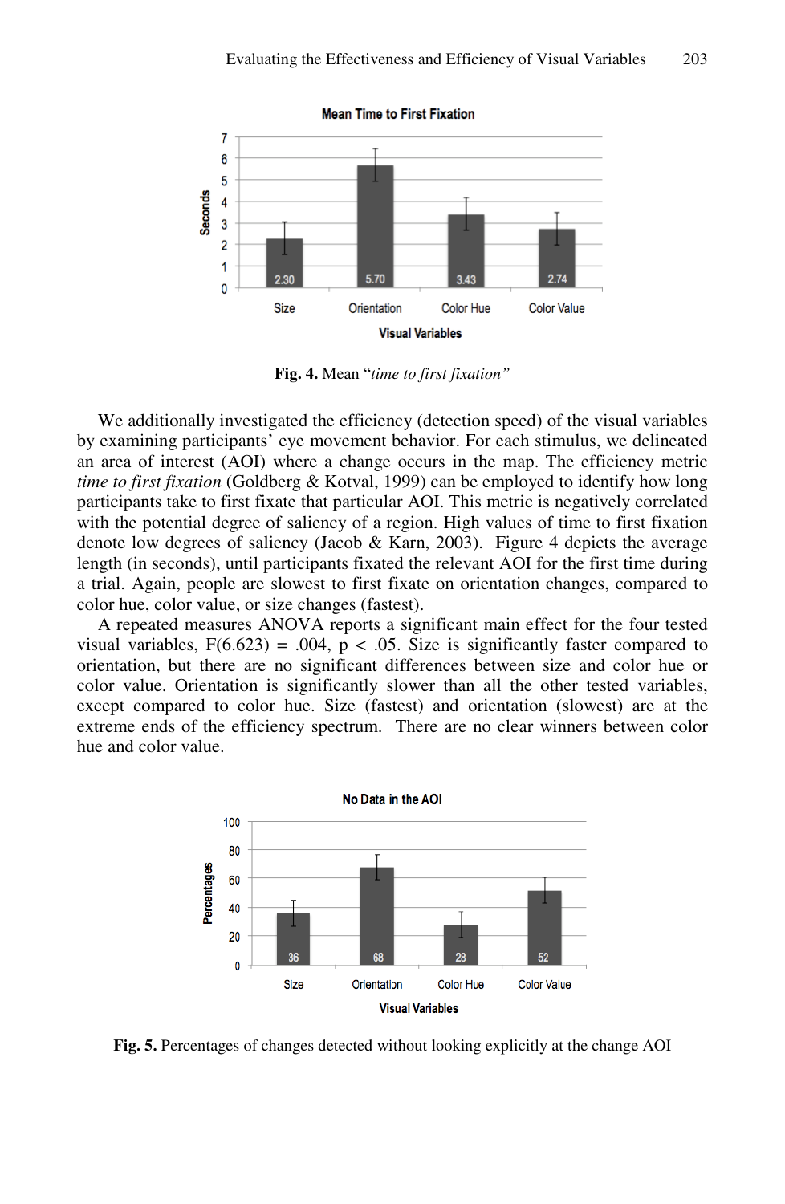**Fig. 4.** Mean "*time to first fixation"*

We additionally investigated the efficiency (detection speed) of the visual variables by examining participants' eye movement behavior. For each stimulus, we delineated an area of interest (AOI) where a change occurs in the map. The efficiency metric *time to first fixation* (Goldberg & Kotval, 1999) can be employed to identify how long participants take to first fixate that particular AOI. This metric is negatively correlated with the potential degree of saliency of a region. High values of time to first fixation denote low degrees of saliency (Jacob & Karn, 2003). Figure 4 depicts the average length (in seconds), until participants fixated the relevant AOI for the first time during a trial. Again, people are slowest to first fixate on orientation changes, compared to color hue, color value, or size changes (fastest).

A repeated measures ANOVA reports a significant main effect for the four tested visual variables, $F(6.623) = .004$, $p < .05$. Size is significantly faster compared to orientation, but there are no significant differences between size and color hue or color value. Orientation is significantly slower than all the other tested variables, except compared to color hue. Size (fastest) and orientation (slowest) are at the extreme ends of the efficiency spectrum. There are no clear winners between color hue and color value.

**Fig. 5.** Percentages of changes detected without looking explicitly at the change AOI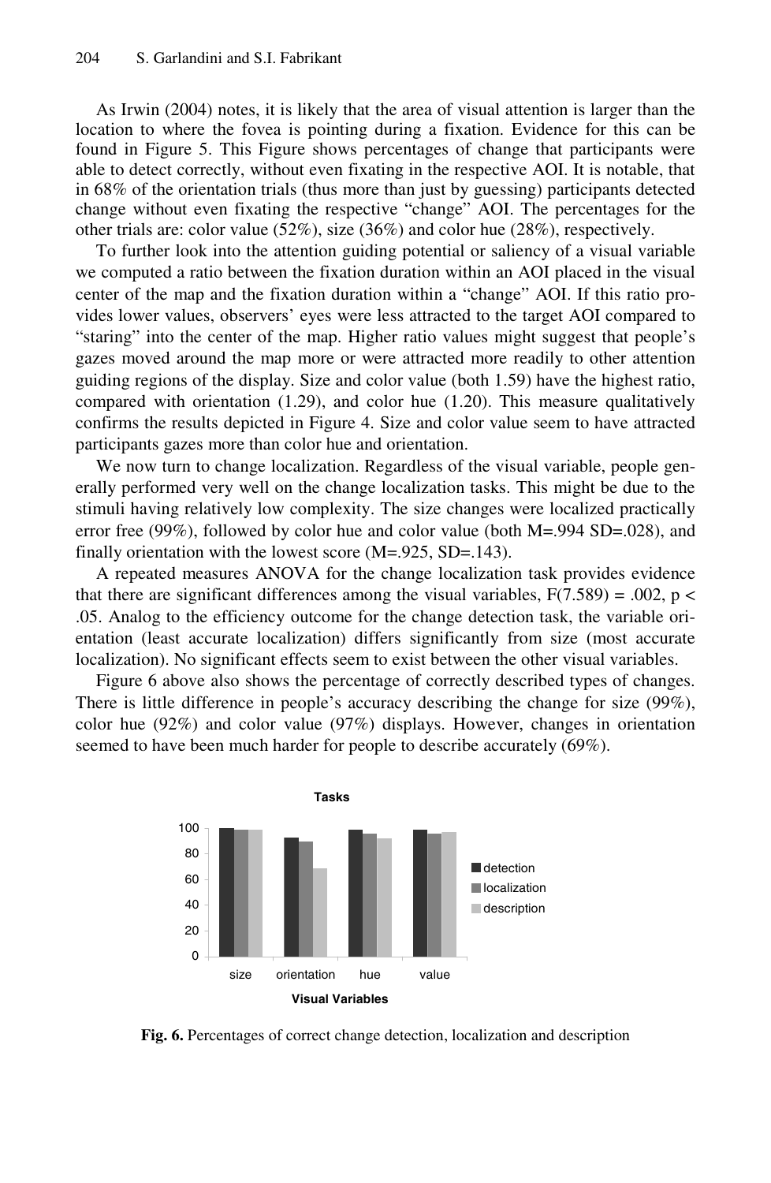As Irwin (2004) notes, it is likely that the area of visual attention is larger than the location to where the fovea is pointing during a fixation. Evidence for this can be found in Figure 5. This Figure shows percentages of change that participants were able to detect correctly, without even fixating in the respective AOI. It is notable, that in 68% of the orientation trials (thus more than just by guessing) participants detected change without even fixating the respective "change" AOI. The percentages for the other trials are: color value (52%), size (36%) and color hue (28%), respectively.

To further look into the attention guiding potential or saliency of a visual variable we computed a ratio between the fixation duration within an AOI placed in the visual center of the map and the fixation duration within a "change" AOI. If this ratio provides lower values, observers' eyes were less attracted to the target AOI compared to "staring" into the center of the map. Higher ratio values might suggest that people's gazes moved around the map more or were attracted more readily to other attention guiding regions of the display. Size and color value (both 1.59) have the highest ratio, compared with orientation (1.29), and color hue (1.20). This measure qualitatively confirms the results depicted in Figure 4. Size and color value seem to have attracted participants gazes more than color hue and orientation.

We now turn to change localization. Regardless of the visual variable, people generally performed very well on the change localization tasks. This might be due to the stimuli having relatively low complexity. The size changes were localized practically error free (99%), followed by color hue and color value (both M=.994 SD=.028), and finally orientation with the lowest score (M=.925, SD=.143).

A repeated measures ANOVA for the change localization task provides evidence that there are significant differences among the visual variables, $F(7.589) = .002$, $p < .05$. Analog to the efficiency outcome for the change detection task, the variable orientation (least accurate localization) differs significantly from size (most accurate localization). No significant effects seem to exist between the other visual variables.

Figure 6 above also shows the percentage of correctly described types of changes. There is little difference in people's accuracy describing the change for size (99%), color hue (92%) and color value (97%) displays. However, changes in orientation seemed to have been much harder for people to describe accurately (69%).

**Fig. 6.** Percentages of correct change detection, localization and description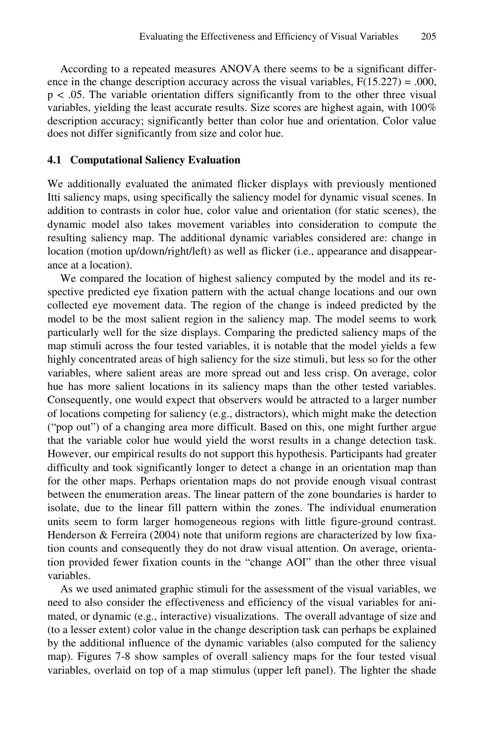According to a repeated measures ANOVA there seems to be a significant difference in the change description accuracy across the visual variables, $F(15.227) = .000$, $p < .05$. The variable orientation differs significantly from to the other three visual variables, yielding the least accurate results. Size scores are highest again, with 100% description accuracy; significantly better than color hue and orientation. Color value does not differ significantly from size and color hue.

### 4.1 Computational Saliency Evaluation

We additionally evaluated the animated flicker displays with previously mentioned Itti saliency maps, using specifically the saliency model for dynamic visual scenes. In addition to contrasts in color hue, color value and orientation (for static scenes), the dynamic model also takes movement variables into consideration to compute the resulting saliency map. The additional dynamic variables considered are: change in location (motion up/down/right/left) as well as flicker (i.e., appearance and disappearance at a location).

We compared the location of highest saliency computed by the model and its respective predicted eye fixation pattern with the actual change locations and our own collected eye movement data. The region of the change is indeed predicted by the model to be the most salient region in the saliency map. The model seems to work particularly well for the size displays. Comparing the predicted saliency maps of the map stimuli across the four tested variables, it is notable that the model yields a few highly concentrated areas of high saliency for the size stimuli, but less so for the other variables, where salient areas are more spread out and less crisp. On average, color hue has more salient locations in its saliency maps than the other tested variables. Consequently, one would expect that observers would be attracted to a larger number of locations competing for saliency (e.g., distractors), which might make the detection ("pop out") of a changing area more difficult. Based on this, one might further argue that the variable color hue would yield the worst results in a change detection task. However, our empirical results do not support this hypothesis. Participants had greater difficulty and took significantly longer to detect a change in an orientation map than for the other maps. Perhaps orientation maps do not provide enough visual contrast between the enumeration areas. The linear pattern of the zone boundaries is harder to isolate, due to the linear fill pattern within the zones. The individual enumeration units seem to form larger homogeneous regions with little figure-ground contrast. Henderson & Ferreira (2004) note that uniform regions are characterized by low fixation counts and consequently they do not draw visual attention. On average, orientation provided fewer fixation counts in the "change AOI" than the other three visual variables.

As we used animated graphic stimuli for the assessment of the visual variables, we need to also consider the effectiveness and efficiency of the visual variables for animated, or dynamic (e.g., interactive) visualizations. The overall advantage of size and (to a lesser extent) color value in the change description task can perhaps be explained by the additional influence of the dynamic variables (also computed for the saliency map). Figures 7-8 show samples of overall saliency maps for the four tested visual variables, overlaid on top of a map stimulus (upper left panel). The lighter the shade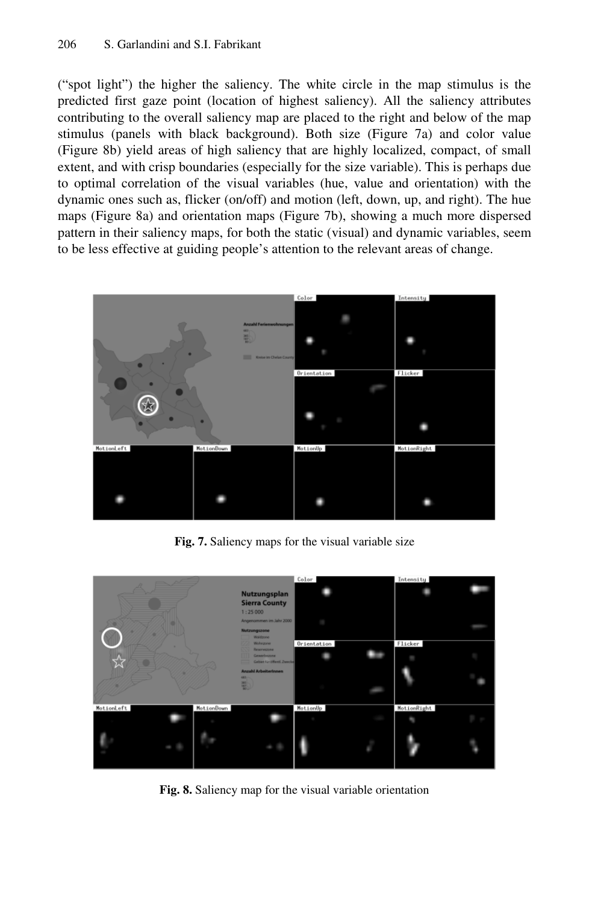("spot light") the higher the saliency. The white circle in the map stimulus is the predicted first gaze point (location of highest saliency). All the saliency attributes contributing to the overall saliency map are placed to the right and below of the map stimulus (panels with black background). Both size (Figure 7a) and color value (Figure 8b) yield areas of high saliency that are highly localized, compact, of small extent, and with crisp boundaries (especially for the size variable). This is perhaps due to optimal correlation of the visual variables (hue, value and orientation) with the dynamic ones such as, flicker (on/off) and motion (left, down, up, and right). The hue maps (Figure 8a) and orientation maps (Figure 7b), showing a much more dispersed pattern in their saliency maps, for both the static (visual) and dynamic variables, seem to be less effective at guiding people's attention to the relevant areas of change.

**Fig. 7.** Saliency maps for the visual variable size

**Fig. 8.** Saliency map for the visual variable orientation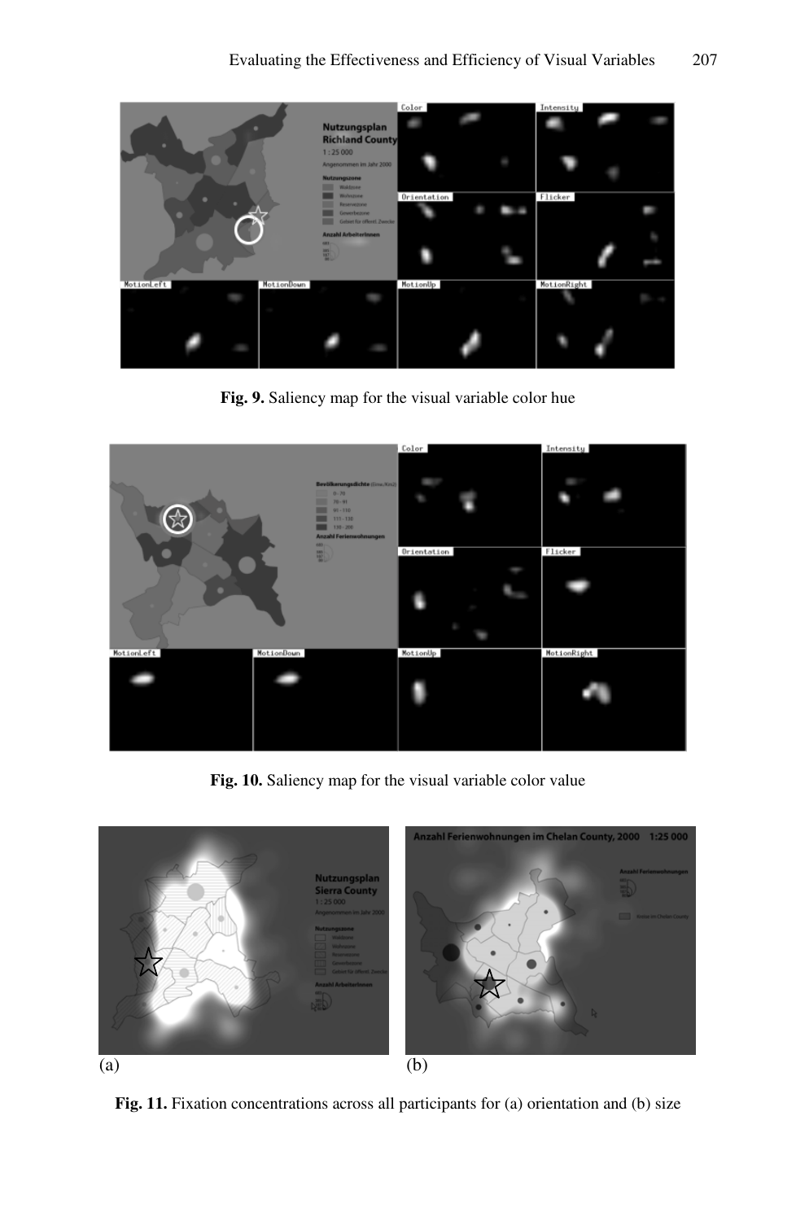**Fig. 9.** Saliency map for the visual variable color hue

**Fig. 10.** Saliency map for the visual variable color value

(a) (b)

**Fig. 11.** Fixation concentrations across all participants for (a) orientation and (b) size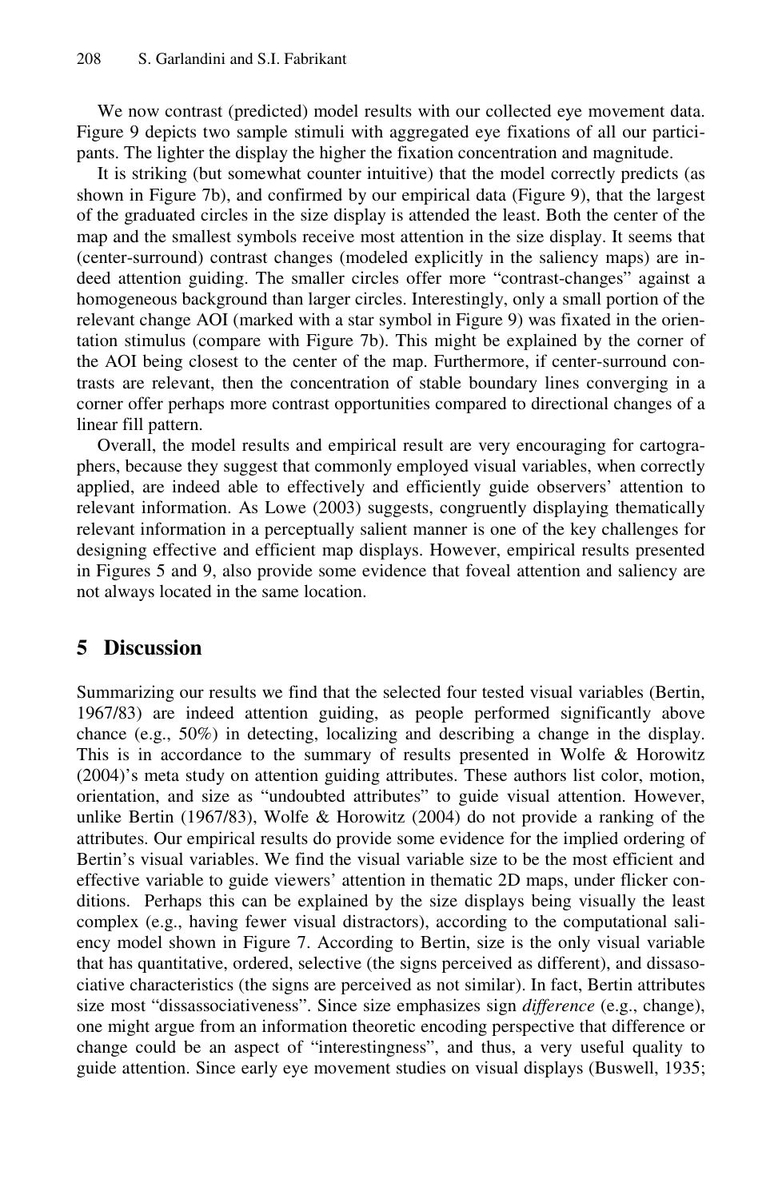We now contrast (predicted) model results with our collected eye movement data. Figure 9 depicts two sample stimuli with aggregated eye fixations of all our participants. The lighter the display the higher the fixation concentration and magnitude.

It is striking (but somewhat counter intuitive) that the model correctly predicts (as shown in Figure 7b), and confirmed by our empirical data (Figure 9), that the largest of the graduated circles in the size display is attended the least. Both the center of the map and the smallest symbols receive most attention in the size display. It seems that (center-surround) contrast changes (modeled explicitly in the saliency maps) are indeed attention guiding. The smaller circles offer more "contrast-changes" against a homogeneous background than larger circles. Interestingly, only a small portion of the relevant change AOI (marked with a star symbol in Figure 9) was fixated in the orientation stimulus (compare with Figure 7b). This might be explained by the corner of the AOI being closest to the center of the map. Furthermore, if center-surround contrasts are relevant, then the concentration of stable boundary lines converging in a corner offer perhaps more contrast opportunities compared to directional changes of a linear fill pattern.

Overall, the model results and empirical result are very encouraging for cartographers, because they suggest that commonly employed visual variables, when correctly applied, are indeed able to effectively and efficiently guide observers' attention to relevant information. As Lowe (2003) suggests, congruently displaying thematically relevant information in a perceptually salient manner is one of the key challenges for designing effective and efficient map displays. However, empirical results presented in Figures 5 and 9, also provide some evidence that foveal attention and saliency are not always located in the same location.

## 5 Discussion

Summarizing our results we find that the selected four tested visual variables (Bertin, 1967/83) are indeed attention guiding, as people performed significantly above chance (e.g., 50%) in detecting, localizing and describing a change in the display. This is in accordance to the summary of results presented in Wolfe & Horowitz (2004)'s meta study on attention guiding attributes. These authors list color, motion, orientation, and size as "undoubted attributes" to guide visual attention. However, unlike Bertin (1967/83), Wolfe & Horowitz (2004) do not provide a ranking of the attributes. Our empirical results do provide some evidence for the implied ordering of Bertin's visual variables. We find the visual variable size to be the most efficient and effective variable to guide viewers' attention in thematic 2D maps, under flicker conditions. Perhaps this can be explained by the size displays being visually the least complex (e.g., having fewer visual distractors), according to the computational saliency model shown in Figure 7. According to Bertin, size is the only visual variable that has quantitative, ordered, selective (the signs perceived as different), and dissasociative characteristics (the signs are perceived as not similar). In fact, Bertin attributes size most "dissassociativeness". Since size emphasizes sign *difference* (e.g., change), one might argue from an information theoretic encoding perspective that difference or change could be an aspect of "interestingness", and thus, a very useful quality to guide attention. Since early eye movement studies on visual displays (Buswell, 1935;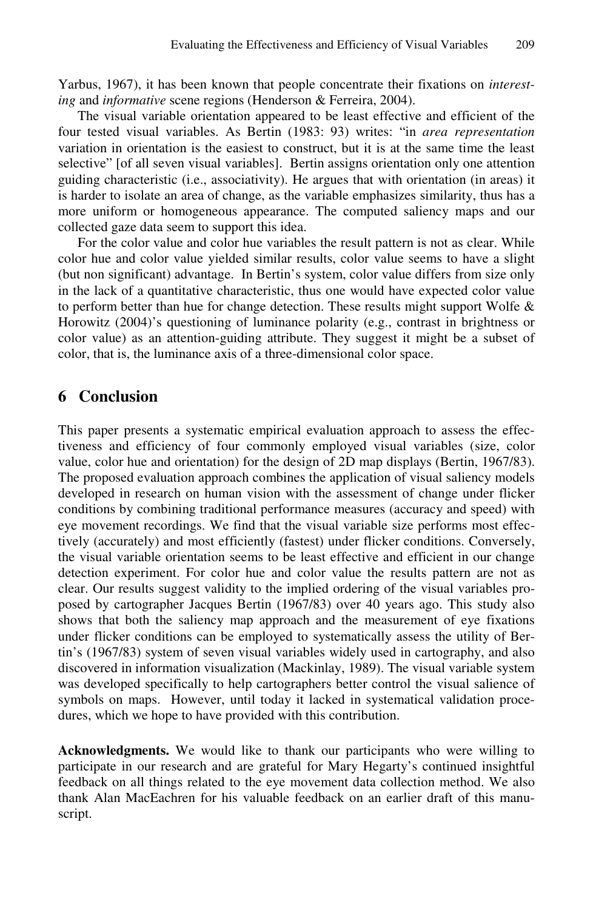Yarbus, 1967), it has been known that people concentrate their fixations on *interesting* and *informative* scene regions (Henderson & Ferreira, 2004).

The visual variable orientation appeared to be least effective and efficient of the four tested visual variables. As Bertin (1983: 93) writes: "in *area representation* variation in orientation is the easiest to construct, but it is at the same time the least selective" [of all seven visual variables]. Bertin assigns orientation only one attention guiding characteristic (i.e., associativity). He argues that with orientation (in areas) it is harder to isolate an area of change, as the variable emphasizes similarity, thus has a more uniform or homogeneous appearance. The computed saliency maps and our collected gaze data seem to support this idea.

For the color value and color hue variables the result pattern is not as clear. While color hue and color value yielded similar results, color value seems to have a slight (but non significant) advantage. In Bertin's system, color value differs from size only in the lack of a quantitative characteristic, thus one would have expected color value to perform better than hue for change detection. These results might support Wolfe & Horowitz (2004)'s questioning of luminance polarity (e.g., contrast in brightness or color value) as an attention-guiding attribute. They suggest it might be a subset of color, that is, the luminance axis of a three-dimensional color space.

## 6 Conclusion

This paper presents a systematic empirical evaluation approach to assess the effectiveness and efficiency of four commonly employed visual variables (size, color value, color hue and orientation) for the design of 2D map displays (Bertin, 1967/83). The proposed evaluation approach combines the application of visual saliency models developed in research on human vision with the assessment of change under flicker conditions by combining traditional performance measures (accuracy and speed) with eye movement recordings. We find that the visual variable size performs most effectively (accurately) and most efficiently (fastest) under flicker conditions. Conversely, the visual variable orientation seems to be least effective and efficient in our change detection experiment. For color hue and color value the results pattern are not as clear. Our results suggest validity to the implied ordering of the visual variables proposed by cartographer Jacques Bertin (1967/83) over 40 years ago. This study also shows that both the saliency map approach and the measurement of eye fixations under flicker conditions can be employed to systematically assess the utility of Bertin's (1967/83) system of seven visual variables widely used in cartography, and also discovered in information visualization (Mackinlay, 1989). The visual variable system was developed specifically to help cartographers better control the visual salience of symbols on maps. However, until today it lacked in systematical validation procedures, which we hope to have provided with this contribution.

**Acknowledgments.** We would like to thank our participants who were willing to participate in our research and are grateful for Mary Hegarty's continued insightful feedback on all things related to the eye movement data collection method. We also thank Alan MacEachren for his valuable feedback on an earlier draft of this manuscript.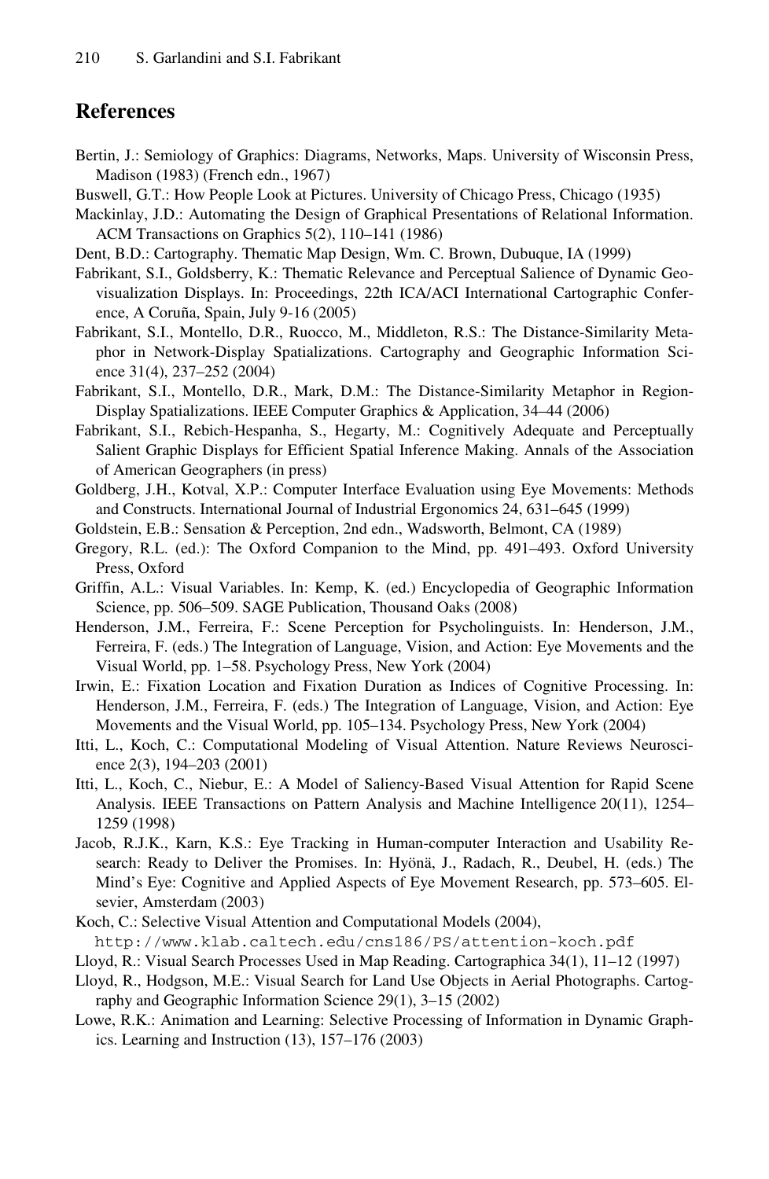## References

Bertin, J.: Semiology of Graphics: Diagrams, Networks, Maps. University of Wisconsin Press, Madison (1983) (French edn., 1967)

Buswell, G.T.: How People Look at Pictures. University of Chicago Press, Chicago (1935)

Mackinlay, J.D.: Automating the Design of Graphical Presentations of Relational Information. ACM Transactions on Graphics 5(2), 110–141 (1986)

Dent, B.D.: Cartography. Thematic Map Design, Wm. C. Brown, Dubuque, IA (1999)

Fabrikant, S.I., Goldsberry, K.: Thematic Relevance and Perceptual Salience of Dynamic Geovisualization Displays. In: Proceedings, 22th ICA/ACI International Cartographic Conference, A Coruña, Spain, July 9-16 (2005)

Fabrikant, S.I., Montello, D.R., Ruocco, M., Middleton, R.S.: The Distance-Similarity Metaphor in Network-Display Spatializations. Cartography and Geographic Information Science 31(4), 237–252 (2004)

Fabrikant, S.I., Montello, D.R., Mark, D.M.: The Distance-Similarity Metaphor in Region-Display Spatializations. IEEE Computer Graphics & Application, 34–44 (2006)

Fabrikant, S.I., Rebich-Hespanha, S., Hegarty, M.: Cognitively Adequate and Perceptually Salient Graphic Displays for Efficient Spatial Inference Making. Annals of the Association of American Geographers (in press)

Goldberg, J.H., Kotval, X.P.: Computer Interface Evaluation using Eye Movements: Methods and Constructs. International Journal of Industrial Ergonomics 24, 631–645 (1999)

Goldstein, E.B.: Sensation & Perception, 2nd edn., Wadsworth, Belmont, CA (1989)

Gregory, R.L. (ed.): The Oxford Companion to the Mind, pp. 491–493. Oxford University Press, Oxford

Griffin, A.L.: Visual Variables. In: Kemp, K. (ed.) Encyclopedia of Geographic Information Science, pp. 506–509. SAGE Publication, Thousand Oaks (2008)

Henderson, J.M., Ferreira, F.: Scene Perception for Psycholinguists. In: Henderson, J.M., Ferreira, F. (eds.) The Integration of Language, Vision, and Action: Eye Movements and the Visual World, pp. 1–58. Psychology Press, New York (2004)

Irwin, E.: Fixation Location and Fixation Duration as Indices of Cognitive Processing. In: Henderson, J.M., Ferreira, F. (eds.) The Integration of Language, Vision, and Action: Eye Movements and the Visual World, pp. 105–134. Psychology Press, New York (2004)

Itti, L., Koch, C.: Computational Modeling of Visual Attention. Nature Reviews Neuroscience 2(3), 194–203 (2001)

Itti, L., Koch, C., Niebur, E.: A Model of Saliency-Based Visual Attention for Rapid Scene Analysis. IEEE Transactions on Pattern Analysis and Machine Intelligence 20(11), 1254–1259 (1998)

Jacob, R.J.K., Karn, K.S.: Eye Tracking in Human-computer Interaction and Usability Research: Ready to Deliver the Promises. In: Hyönä, J., Radach, R., Deubel, H. (eds.) The Mind's Eye: Cognitive and Applied Aspects of Eye Movement Research, pp. 573–605. Elsevier, Amsterdam (2003)

Koch, C.: Selective Visual Attention and Computational Models (2004), http://www.klab.caltech.edu/cns186/PS/attention-koch.pdf

Lloyd, R.: Visual Search Processes Used in Map Reading. Cartographica 34(1), 11–12 (1997)

Lloyd, R., Hodgson, M.E.: Visual Search for Land Use Objects in Aerial Photographs. Cartography and Geographic Information Science 29(1), 3–15 (2002)

Lowe, R.K.: Animation and Learning: Selective Processing of Information in Dynamic Graphics. Learning and Instruction (13), 157–176 (2003)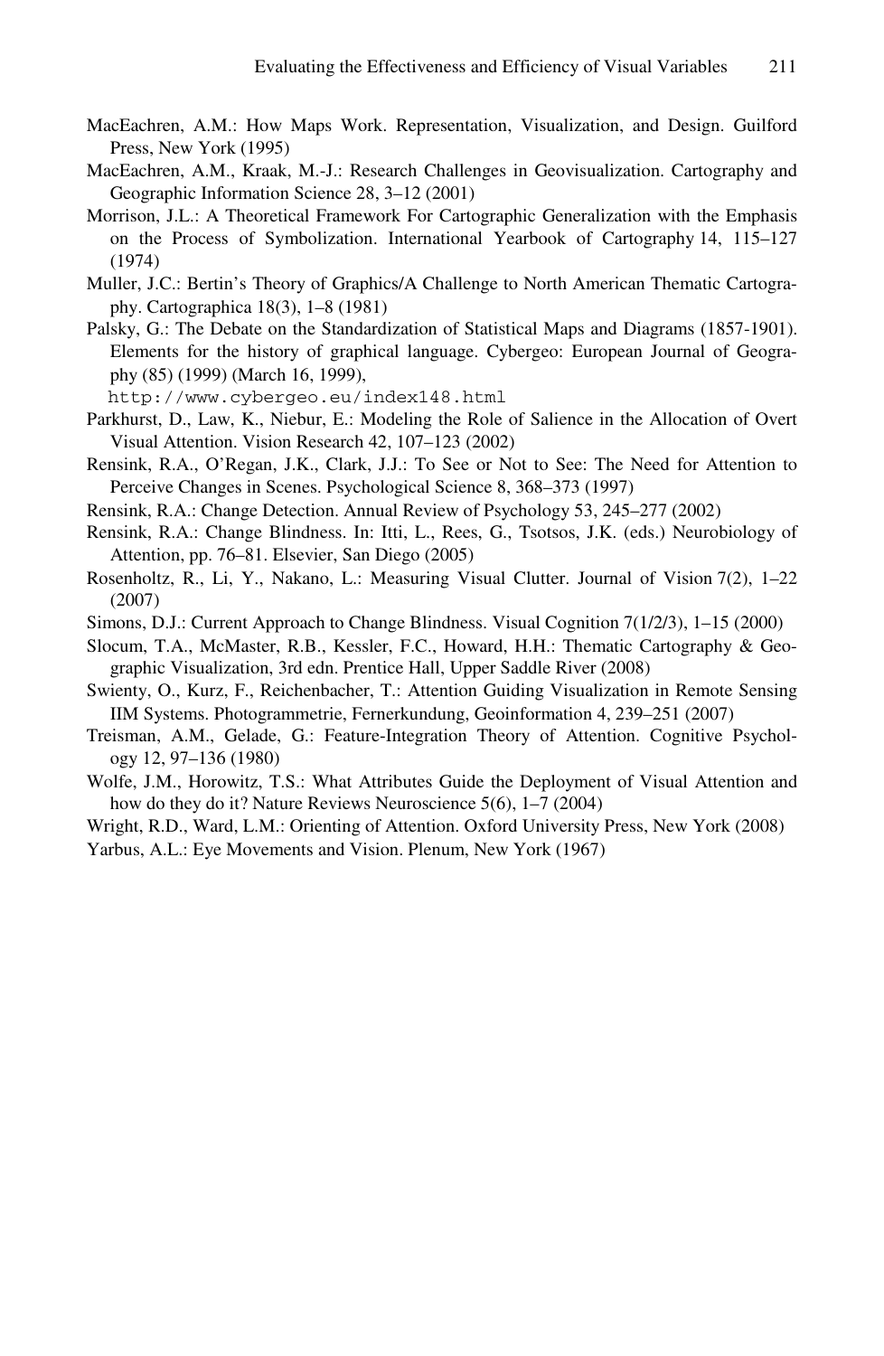MacEachren, A.M.: How Maps Work. Representation, Visualization, and Design. Guilford Press, New York (1995)

MacEachren, A.M., Kraak, M.-J.: Research Challenges in Geovisualization. Cartography and Geographic Information Science 28, 3–12 (2001)

Morrison, J.L.: A Theoretical Framework For Cartographic Generalization with the Emphasis on the Process of Symbolization. International Yearbook of Cartography 14, 115–127 (1974)

Muller, J.C.: Bertin's Theory of Graphics/A Challenge to North American Thematic Cartography. Cartographica 18(3), 1–8 (1981)

Palsky, G.: The Debate on the Standardization of Statistical Maps and Diagrams (1857-1901). Elements for the history of graphical language. Cybergeo: European Journal of Geography (85) (1999) (March 16, 1999), `http://www.cybergeo.eu/index148.html`

Parkhurst, D., Law, K., Niebur, E.: Modeling the Role of Salience in the Allocation of Overt Visual Attention. Vision Research 42, 107–123 (2002)

Rensink, R.A., O'Regan, J.K., Clark, J.J.: To See or Not to See: The Need for Attention to Perceive Changes in Scenes. Psychological Science 8, 368–373 (1997)

Rensink, R.A.: Change Detection. Annual Review of Psychology 53, 245–277 (2002)

Rensink, R.A.: Change Blindness. In: Itti, L., Rees, G., Tsotsos, J.K. (eds.) Neurobiology of Attention, pp. 76–81. Elsevier, San Diego (2005)

Rosenholtz, R., Li, Y., Nakano, L.: Measuring Visual Clutter. Journal of Vision 7(2), 1–22 (2007)

Simons, D.J.: Current Approach to Change Blindness. Visual Cognition 7(1/2/3), 1–15 (2000)

Slocum, T.A., McMaster, R.B., Kessler, F.C., Howard, H.H.: Thematic Cartography & Geographic Visualization, 3rd edn. Prentice Hall, Upper Saddle River (2008)

Swienty, O., Kurz, F., Reichenbacher, T.: Attention Guiding Visualization in Remote Sensing IIM Systems. Photogrammetrie, Fernerkundung, Geoinformation 4, 239–251 (2007)

Treisman, A.M., Gelade, G.: Feature-Integration Theory of Attention. Cognitive Psychology 12, 97–136 (1980)

Wolfe, J.M., Horowitz, T.S.: What Attributes Guide the Deployment of Visual Attention and how do they do it? Nature Reviews Neuroscience 5(6), 1–7 (2004)

Wright, R.D., Ward, L.M.: Orienting of Attention. Oxford University Press, New York (2008)

Yarbus, A.L.: Eye Movements and Vision. Plenum, New York (1967)